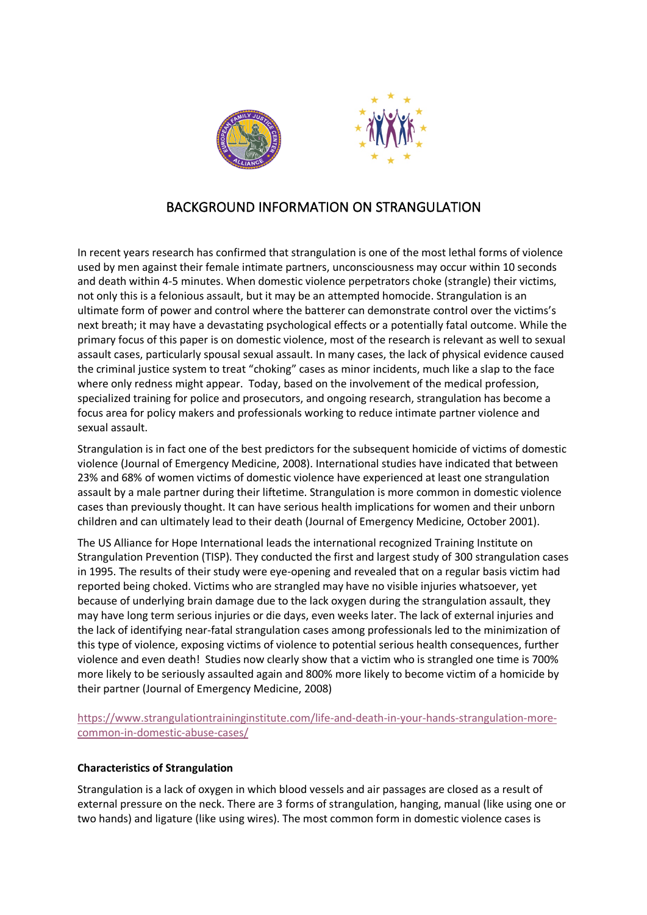# BACKGROUND INFORMATION ON STRANGULATION

In recent years research has confirmed that strangulation is one of the most lethal forms of violence used by men against their female intimate partners, unconsciousness may occur within 10 seconds and death within 4-5 minutes. When domestic violence perpetrators choke (strangle) their victims, not only this is a felonious assault, but it may be an attempted homocide. Strangulation is an ultimate form of power and control where the batterer can demonstrate control over the victims's next breath; it may have a devastating psychological effects or a potentially fatal outcome. While the primary focus of this paper is on domestic violence, most of the research is relevant as well to sexual assault cases, particularly spousal sexual assault. In many cases, the lack of physical evidence caused the criminal justice system to treat "choking" cases as minor incidents, much like a slap to the face where only redness might appear. Today, based on the involvement of the medical profession, specialized training for police and prosecutors, and ongoing research, strangulation has become a focus area for policy makers and professionals working to reduce intimate partner violence and sexual assault.

Strangulation is in fact one of the best predictors for the subsequent homicide of victims of domestic violence (Journal of Emergency Medicine, 2008). International studies have indicated that between 23% and 68% of women victims of domestic violence have experienced at least one strangulation assault by a male partner during their liftetime. Strangulation is more common in domestic violence cases than previously thought. It can have serious health implications for women and their unborn children and can ultimately lead to their death (Journal of Emergency Medicine, October 2001).

The US Alliance for Hope International leads the international recognized Training Institute on Strangulation Prevention (TISP). They conducted the first and largest study of 300 strangulation cases in 1995. The results of their study were eye-opening and revealed that on a regular basis victim had reported being choked. Victims who are strangled may have no visible injuries whatsoever, yet because of underlying brain damage due to the lack oxygen during the strangulation assault, they may have long term serious injuries or die days, even weeks later. The lack of external injuries and the lack of identifying near-fatal strangulation cases among professionals led to the minimization of this type of violence, exposing victims of violence to potential serious health consequences, further violence and even death! Studies now clearly show that a victim who is strangled one time is 700% more likely to be seriously assaulted again and 800% more likely to become victim of a homicide by their partner (Journal of Emergency Medicine, 2008)

https://www.strangulationtraininginstitute.com/life-and-death-in-your-hands-strangulation-more-common-in-domestic-abuse-cases/

**Characteristics of Strangulation**

Strangulation is a lack of oxygen in which blood vessels and air passages are closed as a result of external pressure on the neck. There are 3 forms of strangulation, hanging, manual (like using one or two hands) and ligature (like using wires). The most common form in domestic violence cases is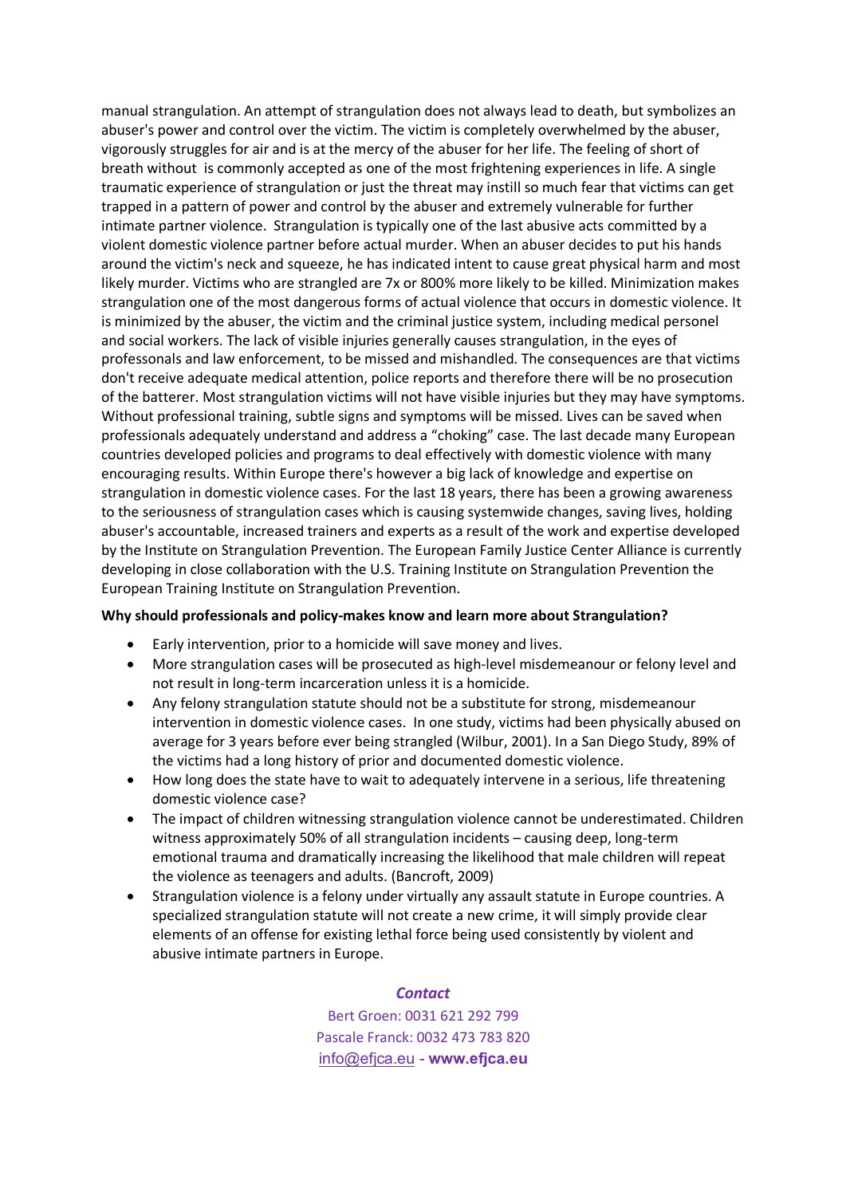manual strangulation. An attempt of strangulation does not always lead to death, but symbolizes an abuser's power and control over the victim. The victim is completely overwhelmed by the abuser, vigorously struggles for air and is at the mercy of the abuser for her life. The feeling of short of breath without  is commonly accepted as one of the most frightening experiences in life. A single traumatic experience of strangulation or just the threat may instill so much fear that victims can get trapped in a pattern of power and control by the abuser and extremely vulnerable for further intimate partner violence.  Strangulation is typically one of the last abusive acts committed by a violent domestic violence partner before actual murder. When an abuser decides to put his hands around the victim's neck and squeeze, he has indicated intent to cause great physical harm and most likely murder. Victims who are strangled are 7x or 800% more likely to be killed. Minimization makes strangulation one of the most dangerous forms of actual violence that occurs in domestic violence. It is minimized by the abuser, the victim and the criminal justice system, including medical personel and social workers. The lack of visible injuries generally causes strangulation, in the eyes of professonals and law enforcement, to be missed and mishandled. The consequences are that victims don't receive adequate medical attention, police reports and therefore there will be no prosecution of the batterer. Most strangulation victims will not have visible injuries but they may have symptoms. Without professional training, subtle signs and symptoms will be missed. Lives can be saved when professionals adequately understand and address a "choking" case. The last decade many European countries developed policies and programs to deal effectively with domestic violence with many encouraging results. Within Europe there's however a big lack of knowledge and expertise on strangulation in domestic violence cases. For the last 18 years, there has been a growing awareness to the seriousness of strangulation cases which is causing systemwide changes, saving lives, holding abuser's accountable, increased trainers and experts as a result of the work and expertise developed by the Institute on Strangulation Prevention. The European Family Justice Center Alliance is currently developing in close collaboration with the U.S. Training Institute on Strangulation Prevention the European Training Institute on Strangulation Prevention.

**Why should professionals and policy-makes know and learn more about Strangulation?**

- Early intervention, prior to a homicide will save money and lives.
- More strangulation cases will be prosecuted as high-level misdemeanour or felony level and not result in long-term incarceration unless it is a homicide.
- Any felony strangulation statute should not be a substitute for strong, misdemeanour intervention in domestic violence cases.  In one study, victims had been physically abused on average for 3 years before ever being strangled (Wilbur, 2001). In a San Diego Study, 89% of the victims had a long history of prior and documented domestic violence.
- How long does the state have to wait to adequately intervene in a serious, life threatening domestic violence case?
- The impact of children witnessing strangulation violence cannot be underestimated. Children witness approximately 50% of all strangulation incidents – causing deep, long-term emotional trauma and dramatically increasing the likelihood that male children will repeat the violence as teenagers and adults. (Bancroft, 2009)
- Strangulation violence is a felony under virtually any assault statute in Europe countries. A specialized strangulation statute will not create a new crime, it will simply provide clear elements of an offense for existing lethal force being used consistently by violent and abusive intimate partners in Europe.

***Contact***

Bert Groen: 0031 621 292 799
Pascale Franck: 0032 473 783 820
info@efjca.eu - **www.efjca.eu**